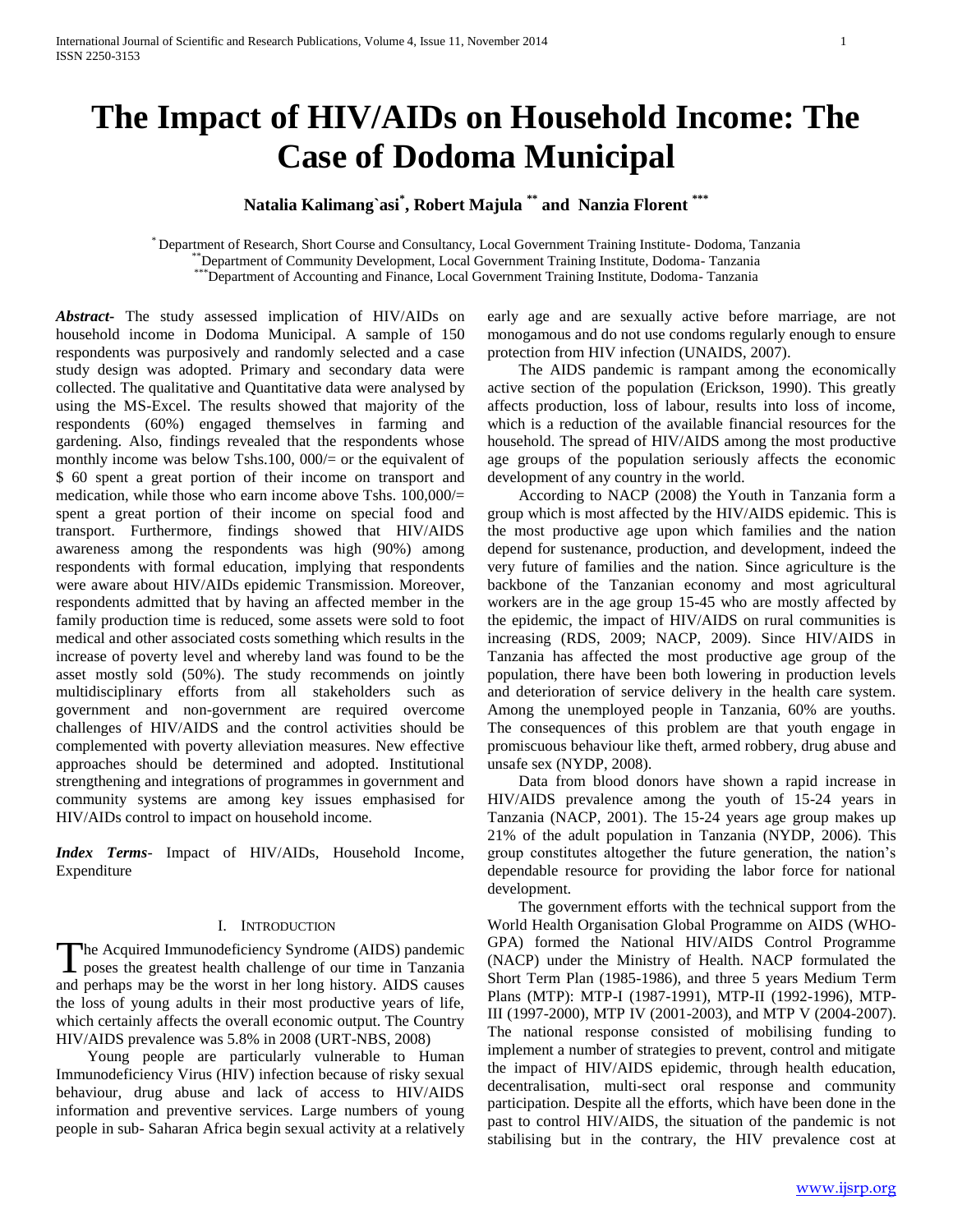# The Impact of HIV/AIDs on Household Income: The Case of Dodoma Municipal

**Natalia Kalimang`asi[*], Robert Majula[**] and Nanzia Florent[***]**

[*] Department of Research, Short Course and Consultancy, Local Government Training Institute- Dodoma, Tanzania
[**] Department of Community Development, Local Government Training Institute, Dodoma- Tanzania
[***] Department of Accounting and Finance, Local Government Training Institute, Dodoma- Tanzania

***Abstract-*** The study assessed implication of HIV/AIDs on household income in Dodoma Municipal. A sample of 150 respondents was purposively and randomly selected and a case study design was adopted. Primary and secondary data were collected. The qualitative and Quantitative data were analysed by using the MS-Excel. The results showed that majority of the respondents (60%) engaged themselves in farming and gardening. Also, findings revealed that the respondents whose monthly income was below Tshs.100, 000/= or the equivalent of $ 60 spent a great portion of their income on transport and medication, while those who earn income above Tshs. 100,000/= spent a great portion of their income on special food and transport. Furthermore, findings showed that HIV/AIDS awareness among the respondents was high (90%) among respondents with formal education, implying that respondents were aware about HIV/AIDs epidemic Transmission. Moreover, respondents admitted that by having an affected member in the family production time is reduced, some assets were sold to foot medical and other associated costs something which results in the increase of poverty level and whereby land was found to be the asset mostly sold (50%). The study recommends on jointly multidisciplinary efforts from all stakeholders such as government and non-government are required overcome challenges of HIV/AIDS and the control activities should be complemented with poverty alleviation measures. New effective approaches should be determined and adopted. Institutional strengthening and integrations of programmes in government and community systems are among key issues emphasised for HIV/AIDs control to impact on household income.

***Index Terms-*** Impact of HIV/AIDs, Household Income, Expenditure

## I. Introduction

The Acquired Immunodeficiency Syndrome (AIDS) pandemic poses the greatest health challenge of our time in Tanzania and perhaps may be the worst in her long history. AIDS causes the loss of young adults in their most productive years of life, which certainly affects the overall economic output. The Country HIV/AIDS prevalence was 5.8% in 2008 (URT-NBS, 2008)

Young people are particularly vulnerable to Human Immunodeficiency Virus (HIV) infection because of risky sexual behaviour, drug abuse and lack of access to HIV/AIDS information and preventive services. Large numbers of young people in sub- Saharan Africa begin sexual activity at a relatively early age and are sexually active before marriage, are not monogamous and do not use condoms regularly enough to ensure protection from HIV infection (UNAIDS, 2007).

The AIDS pandemic is rampant among the economically active section of the population (Erickson, 1990). This greatly affects production, loss of labour, results into loss of income, which is a reduction of the available financial resources for the household. The spread of HIV/AIDS among the most productive age groups of the population seriously affects the economic development of any country in the world.

According to NACP (2008) the Youth in Tanzania form a group which is most affected by the HIV/AIDS epidemic. This is the most productive age upon which families and the nation depend for sustenance, production, and development, indeed the very future of families and the nation. Since agriculture is the backbone of the Tanzanian economy and most agricultural workers are in the age group 15-45 who are mostly affected by the epidemic, the impact of HIV/AIDS on rural communities is increasing (RDS, 2009; NACP, 2009). Since HIV/AIDS in Tanzania has affected the most productive age group of the population, there have been both lowering in production levels and deterioration of service delivery in the health care system. Among the unemployed people in Tanzania, 60% are youths. The consequences of this problem are that youth engage in promiscuous behaviour like theft, armed robbery, drug abuse and unsafe sex (NYDP, 2008).

Data from blood donors have shown a rapid increase in HIV/AIDS prevalence among the youth of 15-24 years in Tanzania (NACP, 2001). The 15-24 years age group makes up 21% of the adult population in Tanzania (NYDP, 2006). This group constitutes altogether the future generation, the nation's dependable resource for providing the labor force for national development.

The government efforts with the technical support from the World Health Organisation Global Programme on AIDS (WHO-GPA) formed the National HIV/AIDS Control Programme (NACP) under the Ministry of Health. NACP formulated the Short Term Plan (1985-1986), and three 5 years Medium Term Plans (MTP): MTP-I (1987-1991), MTP-II (1992-1996), MTP-III (1997-2000), MTP IV (2001-2003), and MTP V (2004-2007). The national response consisted of mobilising funding to implement a number of strategies to prevent, control and mitigate the impact of HIV/AIDS epidemic, through health education, decentralisation, multi-sect oral response and community participation. Despite all the efforts, which have been done in the past to control HIV/AIDS, the situation of the pandemic is not stabilising but in the contrary, the HIV prevalence cost at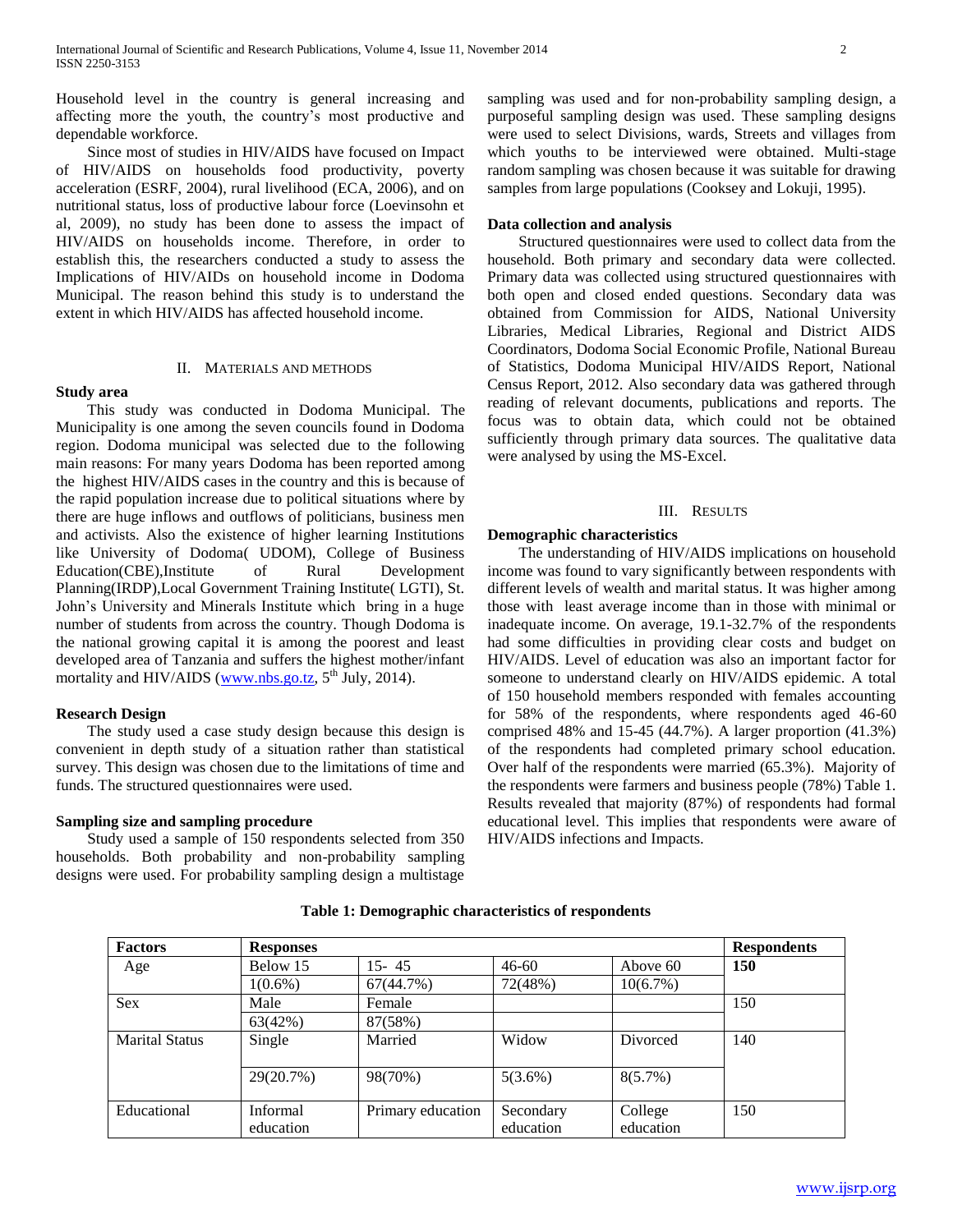Household level in the country is general increasing and affecting more the youth, the country's most productive and dependable workforce.

Since most of studies in HIV/AIDS have focused on Impact of HIV/AIDS on households food productivity, poverty acceleration (ESRF, 2004), rural livelihood (ECA, 2006), and on nutritional status, loss of productive labour force (Loevinsohn et al, 2009), no study has been done to assess the impact of HIV/AIDS on households income. Therefore, in order to establish this, the researchers conducted a study to assess the Implications of HIV/AIDs on household income in Dodoma Municipal. The reason behind this study is to understand the extent in which HIV/AIDS has affected household income.

## II. Materials and Methods

### Study area

This study was conducted in Dodoma Municipal. The Municipality is one among the seven councils found in Dodoma region. Dodoma municipal was selected due to the following main reasons: For many years Dodoma has been reported among the highest HIV/AIDS cases in the country and this is because of the rapid population increase due to political situations where by there are huge inflows and outflows of politicians, business men and activists. Also the existence of higher learning Institutions like University of Dodoma( UDOM), College of Business Education(CBE),Institute of Rural Development Planning(IRDP),Local Government Training Institute( LGTI), St. John's University and Minerals Institute which bring in a huge number of students from across the country. Though Dodoma is the national growing capital it is among the poorest and least developed area of Tanzania and suffers the highest mother/infant mortality and HIV/AIDS (www.nbs.go.tz, 5th July, 2014).

### Research Design

The study used a case study design because this design is convenient in depth study of a situation rather than statistical survey. This design was chosen due to the limitations of time and funds. The structured questionnaires were used.

### Sampling size and sampling procedure

Study used a sample of 150 respondents selected from 350 households. Both probability and non-probability sampling designs were used. For probability sampling design a multistage sampling was used and for non-probability sampling design, a purposeful sampling design was used. These sampling designs were used to select Divisions, wards, Streets and villages from which youths to be interviewed were obtained. Multi-stage random sampling was chosen because it was suitable for drawing samples from large populations (Cooksey and Lokuji, 1995).

### Data collection and analysis

Structured questionnaires were used to collect data from the household. Both primary and secondary data were collected. Primary data was collected using structured questionnaires with both open and closed ended questions. Secondary data was obtained from Commission for AIDS, National University Libraries, Medical Libraries, Regional and District AIDS Coordinators, Dodoma Social Economic Profile, National Bureau of Statistics, Dodoma Municipal HIV/AIDS Report, National Census Report, 2012. Also secondary data was gathered through reading of relevant documents, publications and reports. The focus was to obtain data, which could not be obtained sufficiently through primary data sources. The qualitative data were analysed by using the MS-Excel.

## III. Results

### Demographic characteristics

The understanding of HIV/AIDS implications on household income was found to vary significantly between respondents with different levels of wealth and marital status. It was higher among those with least average income than in those with minimal or inadequate income. On average, 19.1-32.7% of the respondents had some difficulties in providing clear costs and budget on HIV/AIDS. Level of education was also an important factor for someone to understand clearly on HIV/AIDS epidemic. A total of 150 household members responded with females accounting for 58% of the respondents, where respondents aged 46-60 comprised 48% and 15-45 (44.7%). A larger proportion (41.3%) of the respondents had completed primary school education. Over half of the respondents were married (65.3%). Majority of the respondents were farmers and business people (78%) Table 1. Results revealed that majority (87%) of respondents had formal educational level. This implies that respondents were aware of HIV/AIDS infections and Impacts.

**Table 1: Demographic characteristics of respondents**

| Factors | Responses | | | | Respondents |
|---|---|---|---|---|---|
| Age | Below 15 | 15- 45 | 46-60 | Above 60 | **150** |
| | 1(0.6%) | 67(44.7%) | 72(48%) | 10(6.7%) | |
| Sex | Male | Female | | | 150 |
| | 63(42%) | 87(58%) | | | |
| Marital Status | Single | Married | Widow | Divorced | 140 |
| | 29(20.7%) | 98(70%) | 5(3.6%) | 8(5.7%) | |
| Educational | Informal education | Primary education | Secondary education | College education | 150 |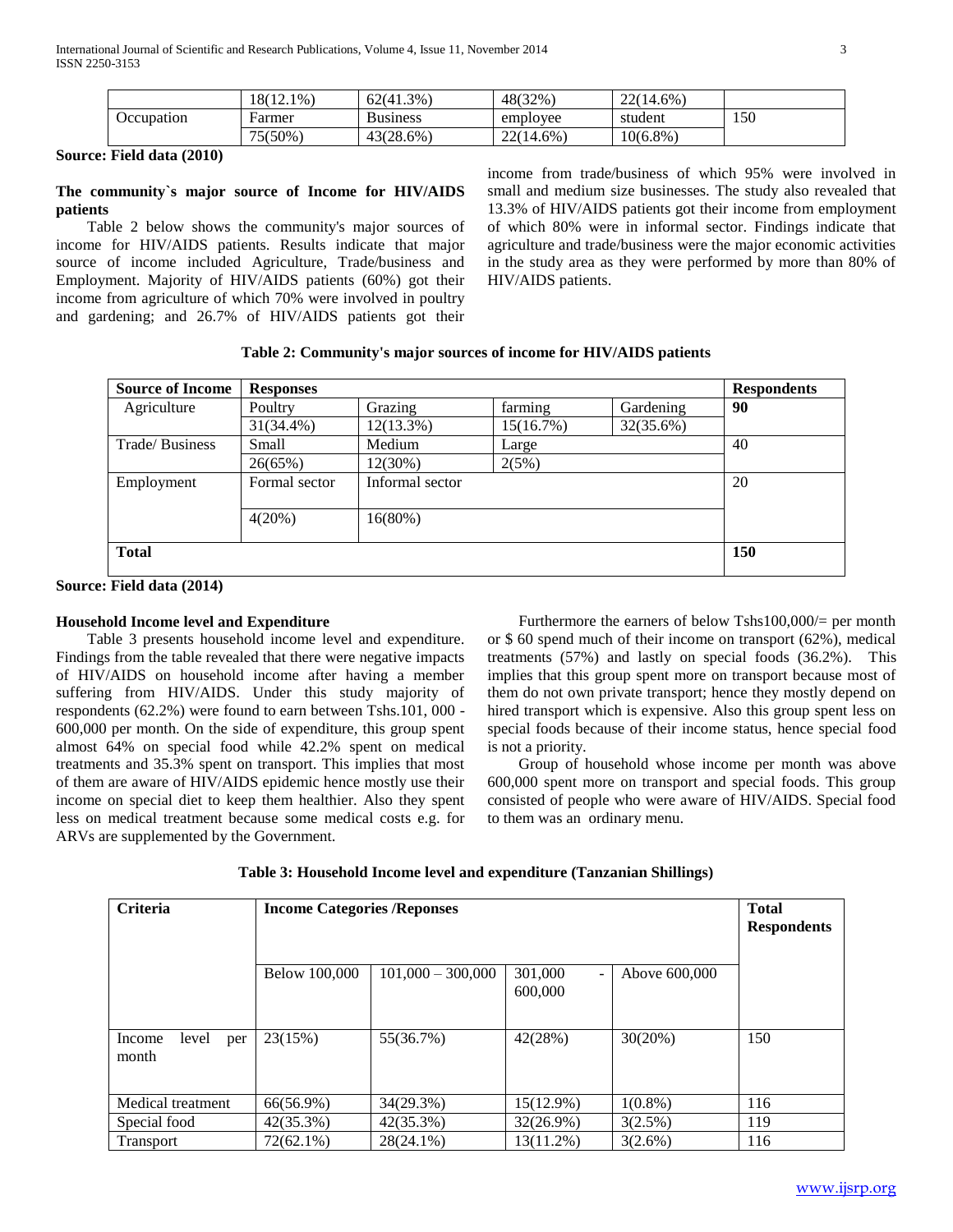|  | 18(12.1%) | 62(41.3%) | 48(32%) | 22(14.6%) |  |
|---|---|---|---|---|---|
| Occupation | Farmer | Business | employee | student | 150 |
|  | 75(50%) | 43(28.6%) | 22(14.6%) | 10(6.8%) |  |

**Source: Field data (2010)**

**The community`s major source of Income for HIV/AIDS patients**

Table 2 below shows the community's major sources of income for HIV/AIDS patients. Results indicate that major source of income included Agriculture, Trade/business and Employment. Majority of HIV/AIDS patients (60%) got their income from agriculture of which 70% were involved in poultry and gardening; and 26.7% of HIV/AIDS patients got their income from trade/business of which 95% were involved in small and medium size businesses. The study also revealed that 13.3% of HIV/AIDS patients got their income from employment of which 80% were in informal sector. Findings indicate that agriculture and trade/business were the major economic activities in the study area as they were performed by more than 80% of HIV/AIDS patients.

**Table 2: Community's major sources of income for HIV/AIDS patients**

| Source of Income | Responses | | | | Respondents |
|---|---|---|---|---|---|
| Agriculture | Poultry | Grazing | farming | Gardening | 90 |
|  | 31(34.4%) | 12(13.3%) | 15(16.7%) | 32(35.6%) |  |
| Trade/ Business | Small | Medium | Large | | 40 |
|  | 26(65%) | 12(30%) | 2(5%) | |  |
| Employment | Formal sector | Informal sector | | | 20 |
|  | 4(20%) | 16(80%) | | |  |
| **Total** | | | | | **150** |

**Source: Field data (2014)**

**Household Income level and Expenditure**

Table 3 presents household income level and expenditure. Findings from the table revealed that there were negative impacts of HIV/AIDS on household income after having a member suffering from HIV/AIDS. Under this study majority of respondents (62.2%) were found to earn between Tshs.101, 000 - 600,000 per month. On the side of expenditure, this group spent almost 64% on special food while 42.2% spent on medical treatments and 35.3% spent on transport. This implies that most of them are aware of HIV/AIDS epidemic hence mostly use their income on special diet to keep them healthier. Also they spent less on medical treatment because some medical costs e.g. for ARVs are supplemented by the Government.

Furthermore the earners of below Tshs100,000/= per month or $ 60 spend much of their income on transport (62%), medical treatments (57%) and lastly on special foods (36.2%). This implies that this group spent more on transport because most of them do not own private transport; hence they mostly depend on hired transport which is expensive. Also this group spent less on special foods because of their income status, hence special food is not a priority.

Group of household whose income per month was above 600,000 spent more on transport and special foods. This group consisted of people who were aware of HIV/AIDS. Special food to them was an ordinary menu.

**Table 3: Household Income level and expenditure (Tanzanian Shillings)**

| Criteria | Income Categories /Reponses | | | | Total Respondents |
|---|---|---|---|---|---|
|  | Below 100,000 | 101,000 – 300,000 | 301,000 - 600,000 | Above 600,000 |  |
| Income level per month | 23(15%) | 55(36.7%) | 42(28%) | 30(20%) | 150 |
| Medical treatment | 66(56.9%) | 34(29.3%) | 15(12.9%) | 1(0.8%) | 116 |
| Special food | 42(35.3%) | 42(35.3%) | 32(26.9%) | 3(2.5%) | 119 |
| Transport | 72(62.1%) | 28(24.1%) | 13(11.2%) | 3(2.6%) | 116 |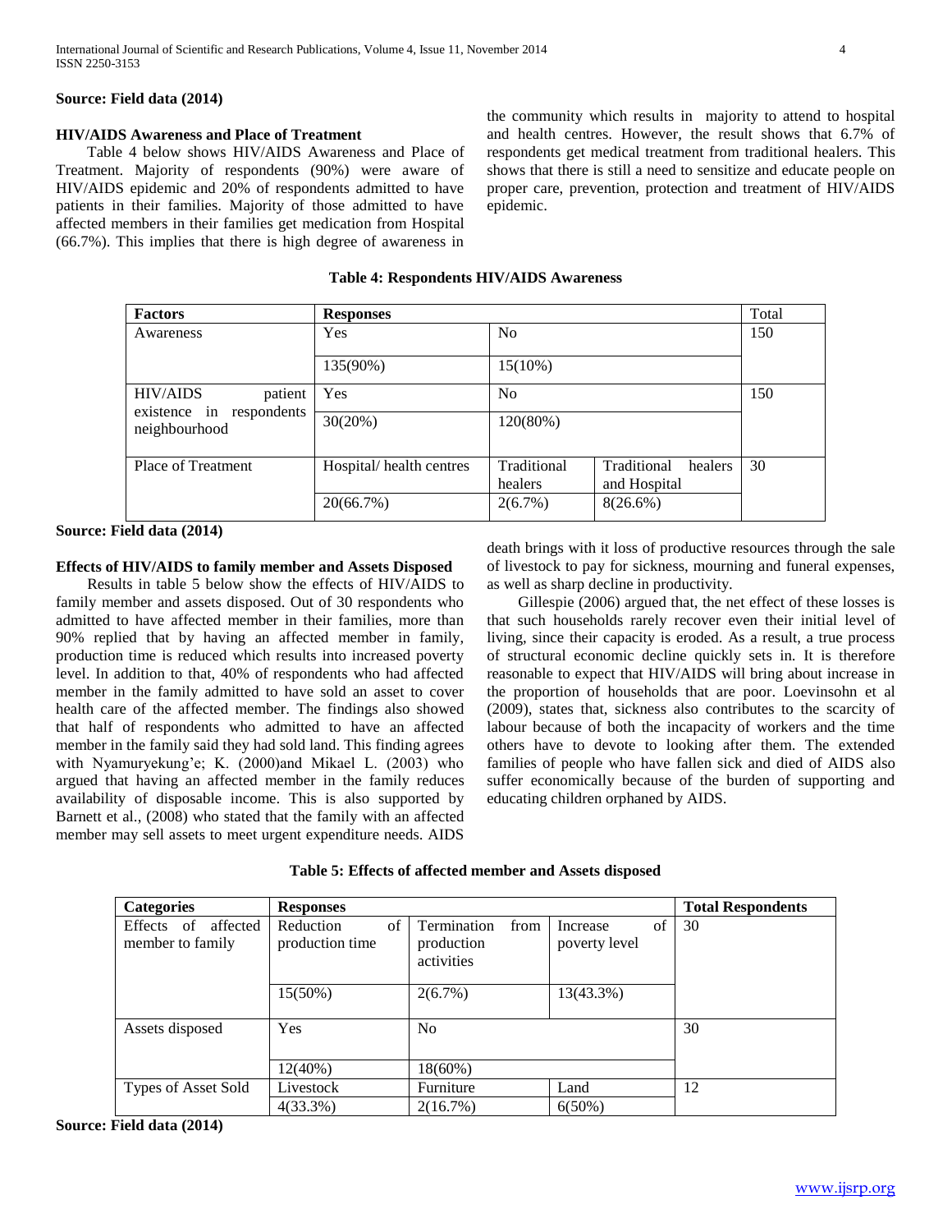**Source: Field data (2014)**

### HIV/AIDS Awareness and Place of Treatment

Table 4 below shows HIV/AIDS Awareness and Place of Treatment. Majority of respondents (90%) were aware of HIV/AIDS epidemic and 20% of respondents admitted to have patients in their families. Majority of those admitted to have affected members in their families get medication from Hospital (66.7%). This implies that there is high degree of awareness in the community which results in majority to attend to hospital and health centres. However, the result shows that 6.7% of respondents get medical treatment from traditional healers. This shows that there is still a need to sensitize and educate people on proper care, prevention, protection and treatment of HIV/AIDS epidemic.

**Table 4: Respondents HIV/AIDS Awareness**

| Factors | Responses | | | Total |
|---|---|---|---|---|
| Awareness | Yes | No | | 150 |
| | 135(90%) | 15(10%) | | |
| HIV/AIDS patient existence in respondents neighbourhood | Yes | No | | 150 |
| | 30(20%) | 120(80%) | | |
| Place of Treatment | Hospital/ health centres | Traditional healers | Traditional healers and Hospital | 30 |
| | 20(66.7%) | 2(6.7%) | 8(26.6%) | |

**Source: Field data (2014)**

### Effects of HIV/AIDS to family member and Assets Disposed

Results in table 5 below show the effects of HIV/AIDS to family member and assets disposed. Out of 30 respondents who admitted to have affected member in their families, more than 90% replied that by having an affected member in family, production time is reduced which results into increased poverty level. In addition to that, 40% of respondents who had affected member in the family admitted to have sold an asset to cover health care of the affected member. The findings also showed that half of respondents who admitted to have an affected member in the family said they had sold land. This finding agrees with Nyamuryekung'e; K. (2000)and Mikael L. (2003) who argued that having an affected member in the family reduces availability of disposable income. This is also supported by Barnett et al., (2008) who stated that the family with an affected member may sell assets to meet urgent expenditure needs. AIDS death brings with it loss of productive resources through the sale of livestock to pay for sickness, mourning and funeral expenses, as well as sharp decline in productivity.

Gillespie (2006) argued that, the net effect of these losses is that such households rarely recover even their initial level of living, since their capacity is eroded. As a result, a true process of structural economic decline quickly sets in. It is therefore reasonable to expect that HIV/AIDS will bring about increase in the proportion of households that are poor. Loevinsohn et al (2009), states that, sickness also contributes to the scarcity of labour because of both the incapacity of workers and the time others have to devote to looking after them. The extended families of people who have fallen sick and died of AIDS also suffer economically because of the burden of supporting and educating children orphaned by AIDS.

**Table 5: Effects of affected member and Assets disposed**

| Categories | Responses | | | Total Respondents |
|---|---|---|---|---|
| Effects of affected member to family | Reduction of production time | Termination from production activities | Increase of poverty level | 30 |
| | 15(50%) | 2(6.7%) | 13(43.3%) | |
| Assets disposed | Yes | No | | 30 |
| | 12(40%) | 18(60%) | | |
| Types of Asset Sold | Livestock | Furniture | Land | 12 |
| | 4(33.3%) | 2(16.7%) | 6(50%) | |

**Source: Field data (2014)**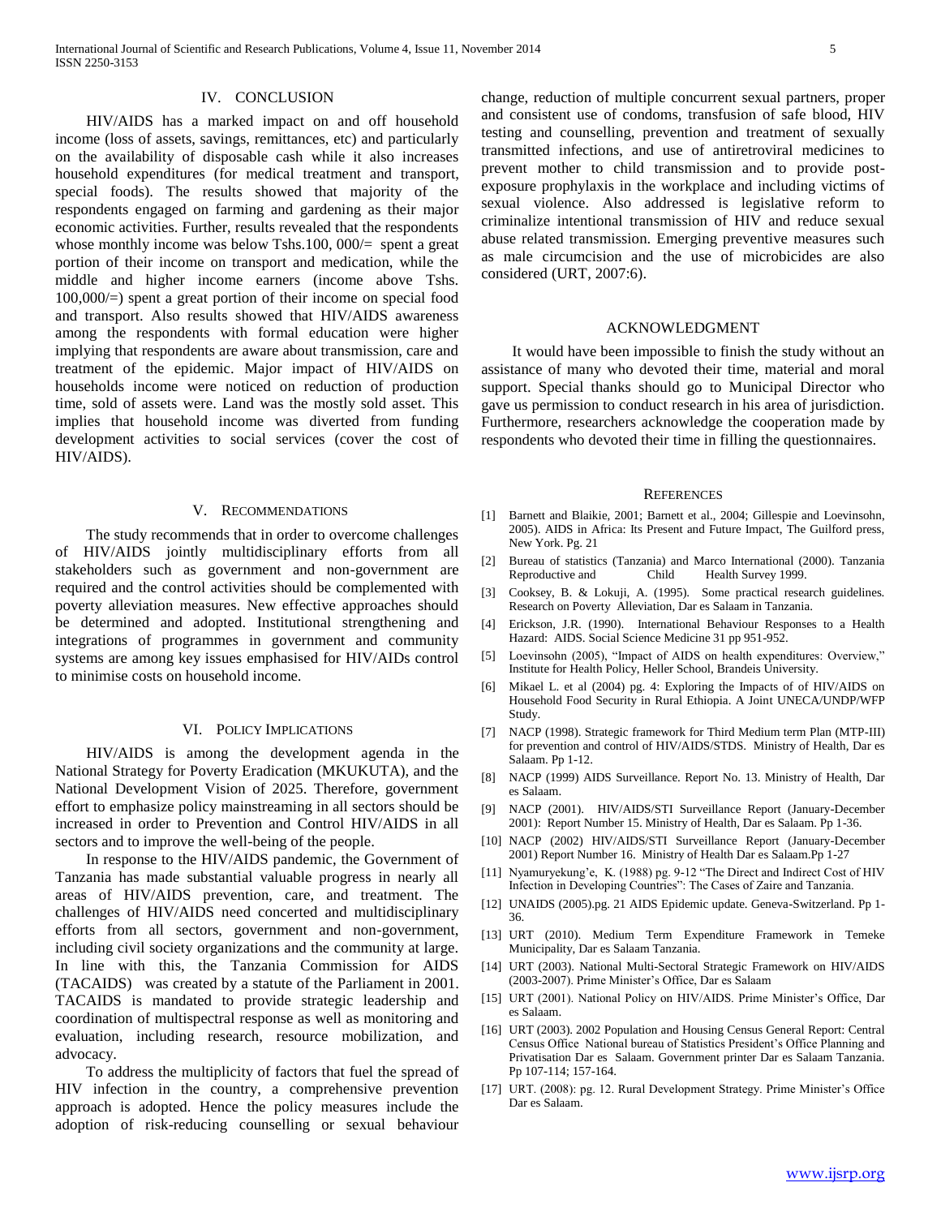## IV. CONCLUSION

HIV/AIDS has a marked impact on and off household income (loss of assets, savings, remittances, etc) and particularly on the availability of disposable cash while it also increases household expenditures (for medical treatment and transport, special foods). The results showed that majority of the respondents engaged on farming and gardening as their major economic activities. Further, results revealed that the respondents whose monthly income was below Tshs.100, 000/= spent a great portion of their income on transport and medication, while the middle and higher income earners (income above Tshs. 100,000/=) spent a great portion of their income on special food and transport. Also results showed that HIV/AIDS awareness among the respondents with formal education were higher implying that respondents are aware about transmission, care and treatment of the epidemic. Major impact of HIV/AIDS on households income were noticed on reduction of production time, sold of assets were. Land was the mostly sold asset. This implies that household income was diverted from funding development activities to social services (cover the cost of HIV/AIDS).

## V. RECOMMENDATIONS

The study recommends that in order to overcome challenges of HIV/AIDS jointly multidisciplinary efforts from all stakeholders such as government and non-government are required and the control activities should be complemented with poverty alleviation measures. New effective approaches should be determined and adopted. Institutional strengthening and integrations of programmes in government and community systems are among key issues emphasised for HIV/AIDs control to minimise costs on household income.

## VI. POLICY IMPLICATIONS

HIV/AIDS is among the development agenda in the National Strategy for Poverty Eradication (MKUKUTA), and the National Development Vision of 2025. Therefore, government effort to emphasize policy mainstreaming in all sectors should be increased in order to Prevention and Control HIV/AIDS in all sectors and to improve the well-being of the people.

In response to the HIV/AIDS pandemic, the Government of Tanzania has made substantial valuable progress in nearly all areas of HIV/AIDS prevention, care, and treatment. The challenges of HIV/AIDS need concerted and multidisciplinary efforts from all sectors, government and non-government, including civil society organizations and the community at large. In line with this, the Tanzania Commission for AIDS (TACAIDS) was created by a statute of the Parliament in 2001. TACAIDS is mandated to provide strategic leadership and coordination of multispectral response as well as monitoring and evaluation, including research, resource mobilization, and advocacy.

To address the multiplicity of factors that fuel the spread of HIV infection in the country, a comprehensive prevention approach is adopted. Hence the policy measures include the adoption of risk-reducing counselling or sexual behaviour change, reduction of multiple concurrent sexual partners, proper and consistent use of condoms, transfusion of safe blood, HIV testing and counselling, prevention and treatment of sexually transmitted infections, and use of antiretroviral medicines to prevent mother to child transmission and to provide post-exposure prophylaxis in the workplace and including victims of sexual violence. Also addressed is legislative reform to criminalize intentional transmission of HIV and reduce sexual abuse related transmission. Emerging preventive measures such as male circumcision and the use of microbicides are also considered (URT, 2007:6).

## ACKNOWLEDGMENT

It would have been impossible to finish the study without an assistance of many who devoted their time, material and moral support. Special thanks should go to Municipal Director who gave us permission to conduct research in his area of jurisdiction. Furthermore, researchers acknowledge the cooperation made by respondents who devoted their time in filling the questionnaires.

## REFERENCES

[1] Barnett and Blaikie, 2001; Barnett et al., 2004; Gillespie and Loevinsohn, 2005). AIDS in Africa: Its Present and Future Impact, The Guilford press, New York. Pg. 21

[2] Bureau of statistics (Tanzania) and Marco International (2000). Tanzania Reproductive and Child Health Survey 1999.

[3] Cooksey, B. & Lokuji, A. (1995). Some practical research guidelines. Research on Poverty Alleviation, Dar es Salaam in Tanzania.

[4] Erickson, J.R. (1990). International Behaviour Responses to a Health Hazard: AIDS. Social Science Medicine 31 pp 951-952.

[5] Loevinsohn (2005), "Impact of AIDS on health expenditures: Overview," Institute for Health Policy, Heller School, Brandeis University.

[6] Mikael L. et al (2004) pg. 4: Exploring the Impacts of of HIV/AIDS on Household Food Security in Rural Ethiopia. A Joint UNECA/UNDP/WFP Study.

[7] NACP (1998). Strategic framework for Third Medium term Plan (MTP-III) for prevention and control of HIV/AIDS/STDS. Ministry of Health, Dar es Salaam. Pp 1-12.

[8] NACP (1999) AIDS Surveillance. Report No. 13. Ministry of Health, Dar es Salaam.

[9] NACP (2001). HIV/AIDS/STI Surveillance Report (January-December 2001): Report Number 15. Ministry of Health, Dar es Salaam. Pp 1-36.

[10] NACP (2002) HIV/AIDS/STI Surveillance Report (January-December 2001) Report Number 16. Ministry of Health Dar es Salaam.Pp 1-27

[11] Nyamuryekung'e, K. (1988) pg. 9-12 "The Direct and Indirect Cost of HIV Infection in Developing Countries": The Cases of Zaire and Tanzania.

[12] UNAIDS (2005).pg. 21 AIDS Epidemic update. Geneva-Switzerland. Pp 1-36.

[13] URT (2010). Medium Term Expenditure Framework in Temeke Municipality, Dar es Salaam Tanzania.

[14] URT (2003). National Multi-Sectoral Strategic Framework on HIV/AIDS (2003-2007). Prime Minister's Office, Dar es Salaam

[15] URT (2001). National Policy on HIV/AIDS. Prime Minister's Office, Dar es Salaam.

[16] URT (2003). 2002 Population and Housing Census General Report: Central Census Office National bureau of Statistics President's Office Planning and Privatisation Dar es Salaam. Government printer Dar es Salaam Tanzania. Pp 107-114; 157-164.

[17] URT. (2008): pg. 12. Rural Development Strategy. Prime Minister's Office Dar es Salaam.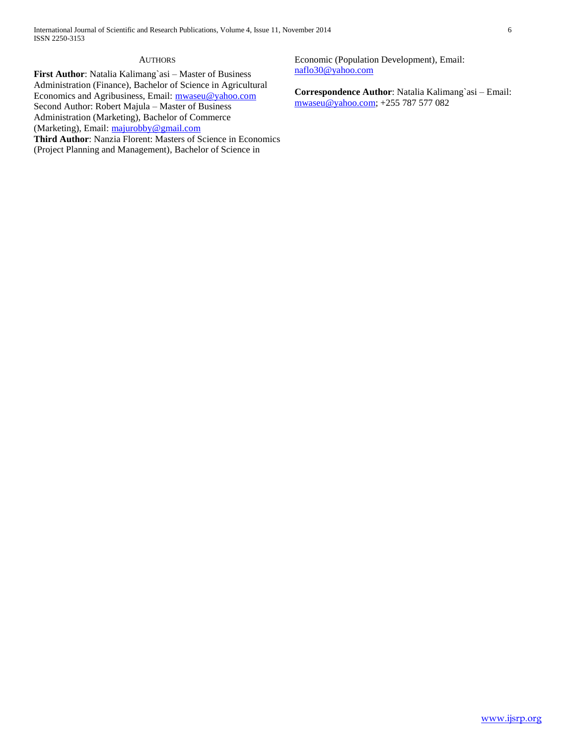## AUTHORS

**First Author**: Natalia Kalimang`asi – Master of Business Administration (Finance), Bachelor of Science in Agricultural Economics and Agribusiness, Email: mwaseu@yahoo.com
Second Author: Robert Majula – Master of Business Administration (Marketing), Bachelor of Commerce (Marketing), Email: majurobby@gmail.com
**Third Author**: Nanzia Florent: Masters of Science in Economics (Project Planning and Management), Bachelor of Science in Economic (Population Development), Email: naflo30@yahoo.com

**Correspondence Author**: Natalia Kalimang`asi – Email: mwaseu@yahoo.com; +255 787 577 082